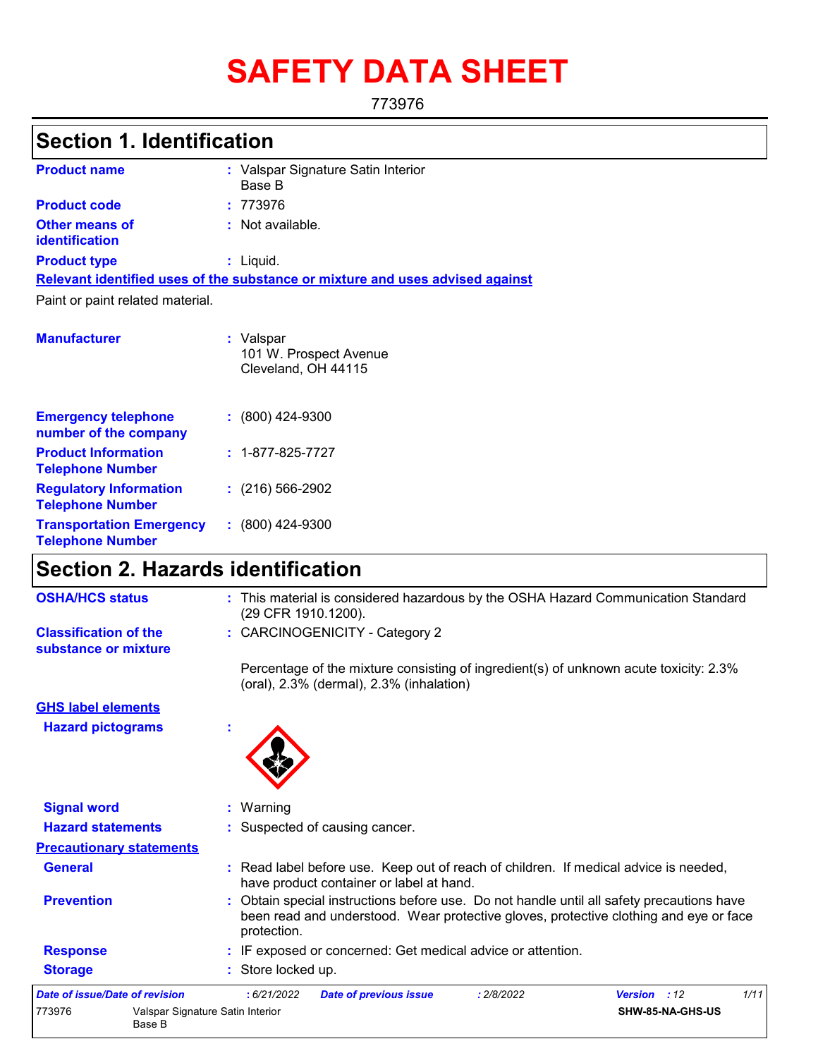# SAFETY DATA SHEET

773976

## Section 1. Identification

**Product name** : Valspar Signature Satin Interior Base B

**Product code** : 773976

**Other means of identification** : Not available.

**Product type** : Liquid.

**Relevant identified uses of the substance or mixture and uses advised against**

Paint or paint related material.

**Manufacturer** : Valspar
101 W. Prospect Avenue
Cleveland, OH 44115

**Emergency telephone number of the company** : (800) 424-9300

**Product Information Telephone Number** : 1-877-825-7727

**Regulatory Information Telephone Number** : (216) 566-2902

**Transportation Emergency Telephone Number** : (800) 424-9300

## Section 2. Hazards identification

**OSHA/HCS status** : This material is considered hazardous by the OSHA Hazard Communication Standard (29 CFR 1910.1200).

**Classification of the substance or mixture** : CARCINOGENICITY - Category 2

Percentage of the mixture consisting of ingredient(s) of unknown acute toxicity: 2.3% (oral), 2.3% (dermal), 2.3% (inhalation)

**GHS label elements**

**Hazard pictograms** :

**Signal word** : Warning

**Hazard statements** : Suspected of causing cancer.

**Precautionary statements**

**General** : Read label before use. Keep out of reach of children. If medical advice is needed, have product container or label at hand.

**Prevention** : Obtain special instructions before use. Do not handle until all safety precautions have been read and understood. Wear protective gloves, protective clothing and eye or face protection.

**Response** : IF exposed or concerned: Get medical advice or attention.

**Storage** : Store locked up.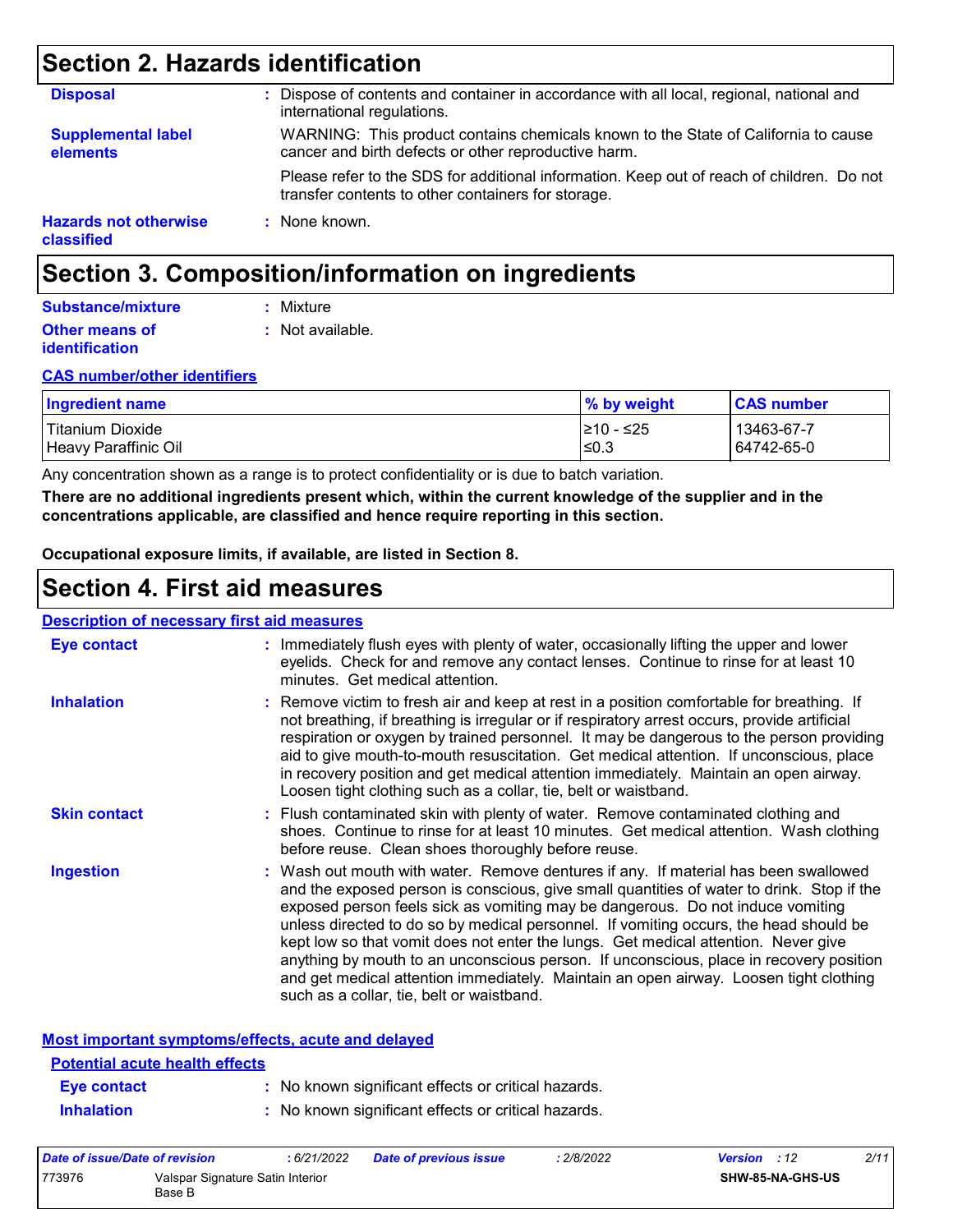## Section 2. Hazards identification

**Disposal** : Dispose of contents and container in accordance with all local, regional, national and international regulations.

**Supplemental label elements** WARNING: This product contains chemicals known to the State of California to cause cancer and birth defects or other reproductive harm.

Please refer to the SDS for additional information. Keep out of reach of children. Do not transfer contents to other containers for storage.

**Hazards not otherwise classified** : None known.

## Section 3. Composition/information on ingredients

**Substance/mixture** : Mixture

**Other means of identification** : Not available.

**CAS number/other identifiers**

| Ingredient name | % by weight | CAS number |
|---|---|---|
| Titanium Dioxide | ≥10 - ≤25 | 13463-67-7 |
| Heavy Paraffinic Oil | ≤0.3 | 64742-65-0 |

Any concentration shown as a range is to protect confidentiality or is due to batch variation.

**There are no additional ingredients present which, within the current knowledge of the supplier and in the concentrations applicable, are classified and hence require reporting in this section.**

**Occupational exposure limits, if available, are listed in Section 8.**

## Section 4. First aid measures

**Description of necessary first aid measures**

**Eye contact** : Immediately flush eyes with plenty of water, occasionally lifting the upper and lower eyelids. Check for and remove any contact lenses. Continue to rinse for at least 10 minutes. Get medical attention.

**Inhalation** : Remove victim to fresh air and keep at rest in a position comfortable for breathing. If not breathing, if breathing is irregular or if respiratory arrest occurs, provide artificial respiration or oxygen by trained personnel. It may be dangerous to the person providing aid to give mouth-to-mouth resuscitation. Get medical attention. If unconscious, place in recovery position and get medical attention immediately. Maintain an open airway. Loosen tight clothing such as a collar, tie, belt or waistband.

**Skin contact** : Flush contaminated skin with plenty of water. Remove contaminated clothing and shoes. Continue to rinse for at least 10 minutes. Get medical attention. Wash clothing before reuse. Clean shoes thoroughly before reuse.

**Ingestion** : Wash out mouth with water. Remove dentures if any. If material has been swallowed and the exposed person is conscious, give small quantities of water to drink. Stop if the exposed person feels sick as vomiting may be dangerous. Do not induce vomiting unless directed to do so by medical personnel. If vomiting occurs, the head should be kept low so that vomit does not enter the lungs. Get medical attention. Never give anything by mouth to an unconscious person. If unconscious, place in recovery position and get medical attention immediately. Maintain an open airway. Loosen tight clothing such as a collar, tie, belt or waistband.

**Most important symptoms/effects, acute and delayed**

**Potential acute health effects**

**Eye contact** : No known significant effects or critical hazards.

**Inhalation** : No known significant effects or critical hazards.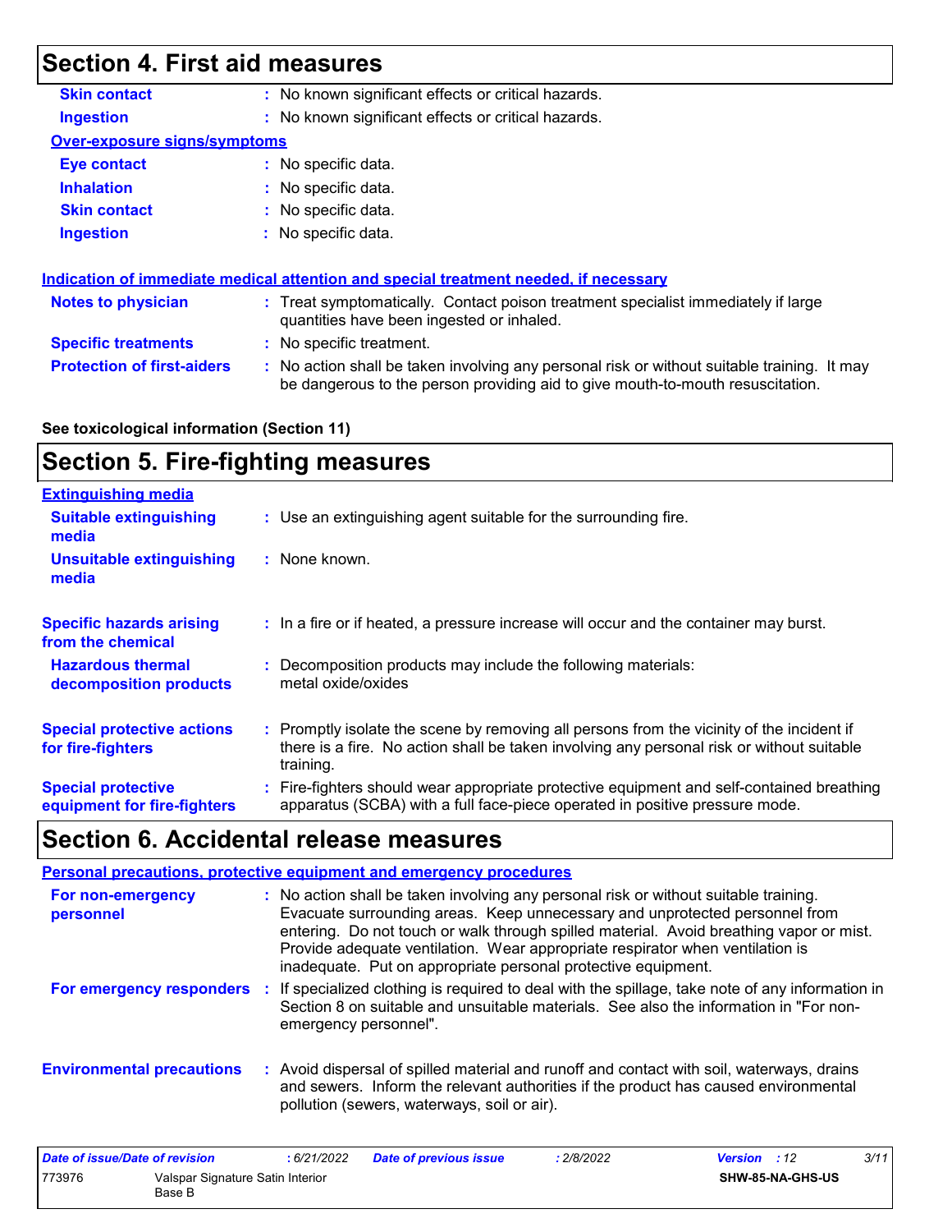## Section 4. First aid measures

**Skin contact** : No known significant effects or critical hazards.

**Ingestion** : No known significant effects or critical hazards.

### Over-exposure signs/symptoms

**Eye contact** : No specific data.

**Inhalation** : No specific data.

**Skin contact** : No specific data.

**Ingestion** : No specific data.

### Indication of immediate medical attention and special treatment needed, if necessary

**Notes to physician** : Treat symptomatically. Contact poison treatment specialist immediately if large quantities have been ingested or inhaled.

**Specific treatments** : No specific treatment.

**Protection of first-aiders** : No action shall be taken involving any personal risk or without suitable training. It may be dangerous to the person providing aid to give mouth-to-mouth resuscitation.

**See toxicological information (Section 11)**

## Section 5. Fire-fighting measures

### Extinguishing media

**Suitable extinguishing media** : Use an extinguishing agent suitable for the surrounding fire.

**Unsuitable extinguishing media** : None known.

**Specific hazards arising from the chemical** : In a fire or if heated, a pressure increase will occur and the container may burst.

**Hazardous thermal decomposition products** : Decomposition products may include the following materials:
metal oxide/oxides

**Special protective actions for fire-fighters** : Promptly isolate the scene by removing all persons from the vicinity of the incident if there is a fire. No action shall be taken involving any personal risk or without suitable training.

**Special protective equipment for fire-fighters** : Fire-fighters should wear appropriate protective equipment and self-contained breathing apparatus (SCBA) with a full face-piece operated in positive pressure mode.

## Section 6. Accidental release measures

### Personal precautions, protective equipment and emergency procedures

**For non-emergency personnel** : No action shall be taken involving any personal risk or without suitable training. Evacuate surrounding areas. Keep unnecessary and unprotected personnel from entering. Do not touch or walk through spilled material. Avoid breathing vapor or mist. Provide adequate ventilation. Wear appropriate respirator when ventilation is inadequate. Put on appropriate personal protective equipment.

**For emergency responders** : If specialized clothing is required to deal with the spillage, take note of any information in Section 8 on suitable and unsuitable materials. See also the information in "For non-emergency personnel".

**Environmental precautions** : Avoid dispersal of spilled material and runoff and contact with soil, waterways, drains and sewers. Inform the relevant authorities if the product has caused environmental pollution (sewers, waterways, soil or air).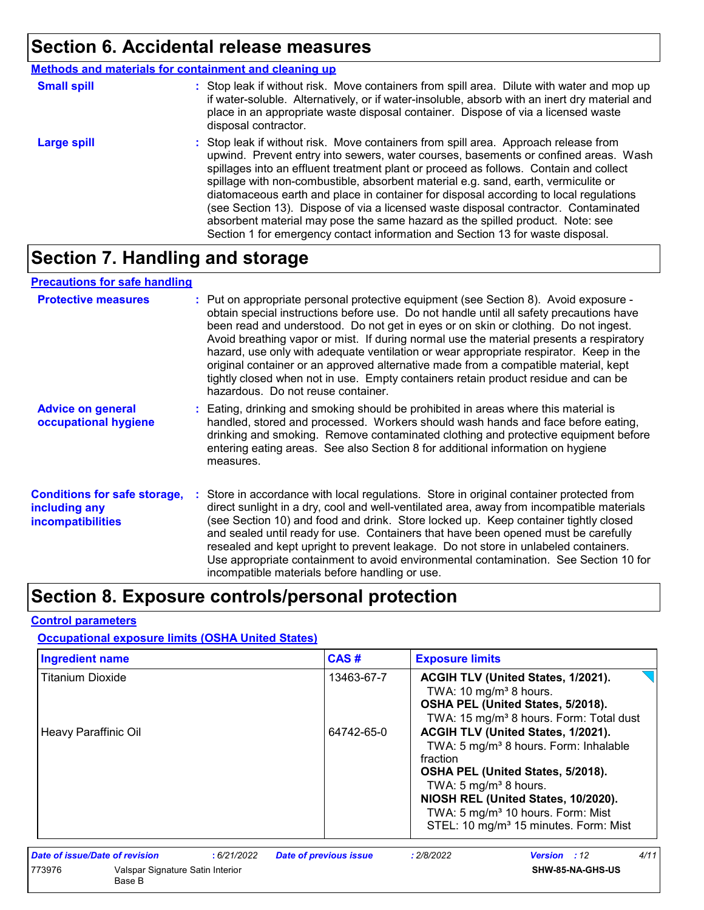# Section 6. Accidental release measures

**Methods and materials for containment and cleaning up**

**Small spill** : Stop leak if without risk. Move containers from spill area. Dilute with water and mop up if water-soluble. Alternatively, or if water-insoluble, absorb with an inert dry material and place in an appropriate waste disposal container. Dispose of via a licensed waste disposal contractor.

**Large spill** : Stop leak if without risk. Move containers from spill area. Approach release from upwind. Prevent entry into sewers, water courses, basements or confined areas. Wash spillages into an effluent treatment plant or proceed as follows. Contain and collect spillage with non-combustible, absorbent material e.g. sand, earth, vermiculite or diatomaceous earth and place in container for disposal according to local regulations (see Section 13). Dispose of via a licensed waste disposal contractor. Contaminated absorbent material may pose the same hazard as the spilled product. Note: see Section 1 for emergency contact information and Section 13 for waste disposal.

# Section 7. Handling and storage

**Precautions for safe handling**

**Protective measures** : Put on appropriate personal protective equipment (see Section 8). Avoid exposure - obtain special instructions before use. Do not handle until all safety precautions have been read and understood. Do not get in eyes or on skin or clothing. Do not ingest. Avoid breathing vapor or mist. If during normal use the material presents a respiratory hazard, use only with adequate ventilation or wear appropriate respirator. Keep in the original container or an approved alternative made from a compatible material, kept tightly closed when not in use. Empty containers retain product residue and can be hazardous. Do not reuse container.

**Advice on general occupational hygiene** : Eating, drinking and smoking should be prohibited in areas where this material is handled, stored and processed. Workers should wash hands and face before eating, drinking and smoking. Remove contaminated clothing and protective equipment before entering eating areas. See also Section 8 for additional information on hygiene measures.

**Conditions for safe storage, including any incompatibilities** : Store in accordance with local regulations. Store in original container protected from direct sunlight in a dry, cool and well-ventilated area, away from incompatible materials (see Section 10) and food and drink. Store locked up. Keep container tightly closed and sealed until ready for use. Containers that have been opened must be carefully resealed and kept upright to prevent leakage. Do not store in unlabeled containers. Use appropriate containment to avoid environmental contamination. See Section 10 for incompatible materials before handling or use.

# Section 8. Exposure controls/personal protection

**Control parameters**

**Occupational exposure limits (OSHA United States)**

| Ingredient name | CAS # | Exposure limits |
|---|---|---|
| Titanium Dioxide | 13463-67-7 | **ACGIH TLV (United States, 1/2021).**<br>TWA: 10 mg/m³ 8 hours.<br>**OSHA PEL (United States, 5/2018).**<br>TWA: 15 mg/m³ 8 hours. Form: Total dust |
| Heavy Paraffinic Oil | 64742-65-0 | **ACGIH TLV (United States, 1/2021).**<br>TWA: 5 mg/m³ 8 hours. Form: Inhalable fraction<br>**OSHA PEL (United States, 5/2018).**<br>TWA: 5 mg/m³ 8 hours.<br>**NIOSH REL (United States, 10/2020).**<br>TWA: 5 mg/m³ 10 hours. Form: Mist<br>STEL: 10 mg/m³ 15 minutes. Form: Mist |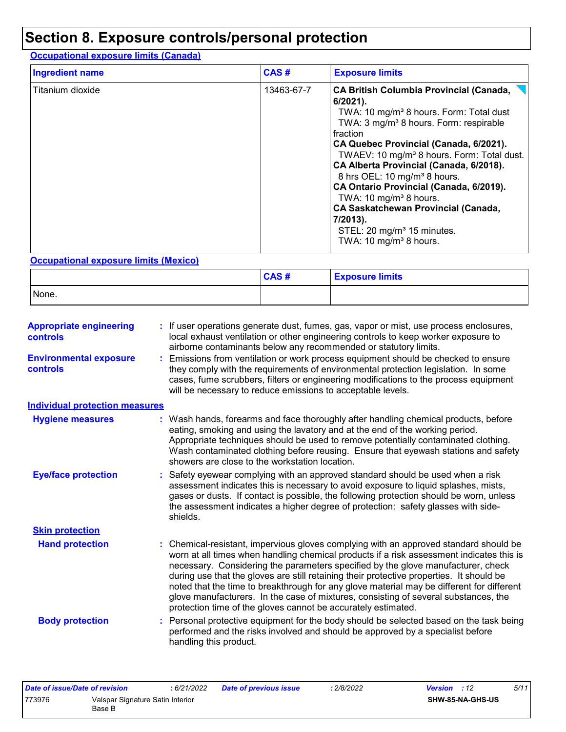# Section 8. Exposure controls/personal protection

**Occupational exposure limits (Canada)**

| Ingredient name | CAS # | Exposure limits |
|---|---|---|
| Titanium dioxide | 13463-67-7 | **CA British Columbia Provincial (Canada, 6/2021).**<br>TWA: 10 mg/m³ 8 hours. Form: Total dust<br>TWA: 3 mg/m³ 8 hours. Form: respirable fraction<br>**CA Quebec Provincial (Canada, 6/2021).**<br>TWAEV: 10 mg/m³ 8 hours. Form: Total dust.<br>**CA Alberta Provincial (Canada, 6/2018).**<br>8 hrs OEL: 10 mg/m³ 8 hours.<br>**CA Ontario Provincial (Canada, 6/2019).**<br>TWA: 10 mg/m³ 8 hours.<br>**CA Saskatchewan Provincial (Canada, 7/2013).**<br>STEL: 20 mg/m³ 15 minutes.<br>TWA: 10 mg/m³ 8 hours. |

**Occupational exposure limits (Mexico)**

| | CAS # | Exposure limits |
|---|---|---|
| None. | | |

**Appropriate engineering controls** : If user operations generate dust, fumes, gas, vapor or mist, use process enclosures, local exhaust ventilation or other engineering controls to keep worker exposure to airborne contaminants below any recommended or statutory limits.

**Environmental exposure controls** : Emissions from ventilation or work process equipment should be checked to ensure they comply with the requirements of environmental protection legislation. In some cases, fume scrubbers, filters or engineering modifications to the process equipment will be necessary to reduce emissions to acceptable levels.

**Individual protection measures**

**Hygiene measures** : Wash hands, forearms and face thoroughly after handling chemical products, before eating, smoking and using the lavatory and at the end of the working period. Appropriate techniques should be used to remove potentially contaminated clothing. Wash contaminated clothing before reusing. Ensure that eyewash stations and safety showers are close to the workstation location.

**Eye/face protection** : Safety eyewear complying with an approved standard should be used when a risk assessment indicates this is necessary to avoid exposure to liquid splashes, mists, gases or dusts. If contact is possible, the following protection should be worn, unless the assessment indicates a higher degree of protection: safety glasses with side-shields.

**Skin protection**

**Hand protection** : Chemical-resistant, impervious gloves complying with an approved standard should be worn at all times when handling chemical products if a risk assessment indicates this is necessary. Considering the parameters specified by the glove manufacturer, check during use that the gloves are still retaining their protective properties. It should be noted that the time to breakthrough for any glove material may be different for different glove manufacturers. In the case of mixtures, consisting of several substances, the protection time of the gloves cannot be accurately estimated.

**Body protection** : Personal protective equipment for the body should be selected based on the task being performed and the risks involved and should be approved by a specialist before handling this product.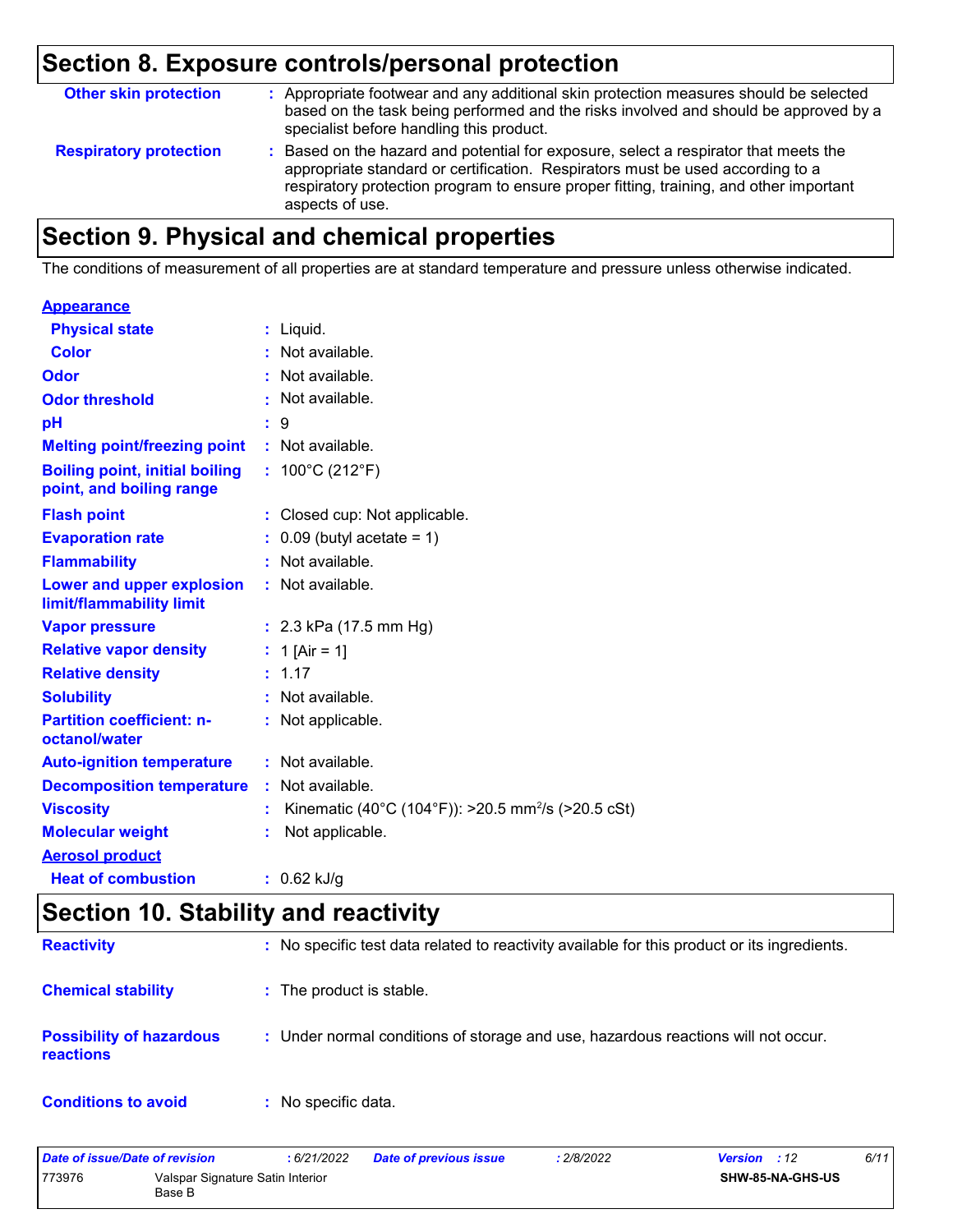## Section 8. Exposure controls/personal protection

| | |
|---|---|
| **Other skin protection** | : Appropriate footwear and any additional skin protection measures should be selected based on the task being performed and the risks involved and should be approved by a specialist before handling this product. |
| **Respiratory protection** | : Based on the hazard and potential for exposure, select a respirator that meets the appropriate standard or certification. Respirators must be used according to a respiratory protection program to ensure proper fitting, training, and other important aspects of use. |

## Section 9. Physical and chemical properties

The conditions of measurement of all properties are at standard temperature and pressure unless otherwise indicated.

| | |
|---|---|
| **Appearance** | |
| **Physical state** | : Liquid. |
| **Color** | : Not available. |
| **Odor** | : Not available. |
| **Odor threshold** | : Not available. |
| **pH** | : 9 |
| **Melting point/freezing point** | : Not available. |
| **Boiling point, initial boiling point, and boiling range** | : 100°C (212°F) |
| **Flash point** | : Closed cup: Not applicable. |
| **Evaporation rate** | : 0.09 (butyl acetate = 1) |
| **Flammability** | : Not available. |
| **Lower and upper explosion limit/flammability limit** | : Not available. |
| **Vapor pressure** | : 2.3 kPa (17.5 mm Hg) |
| **Relative vapor density** | : 1 [Air = 1] |
| **Relative density** | : 1.17 |
| **Solubility** | : Not available. |
| **Partition coefficient: n-octanol/water** | : Not applicable. |
| **Auto-ignition temperature** | : Not available. |
| **Decomposition temperature** | : Not available. |
| **Viscosity** | : Kinematic (40°C (104°F)): >20.5 $mm^2/s$ (>20.5 cSt) |
| **Molecular weight** | : Not applicable. |
| **Aerosol product** | |
| **Heat of combustion** | : 0.62 kJ/g |

## Section 10. Stability and reactivity

| | |
|---|---|
| **Reactivity** | : No specific test data related to reactivity available for this product or its ingredients. |
| **Chemical stability** | : The product is stable. |
| **Possibility of hazardous reactions** | : Under normal conditions of storage and use, hazardous reactions will not occur. |
| **Conditions to avoid** | : No specific data. |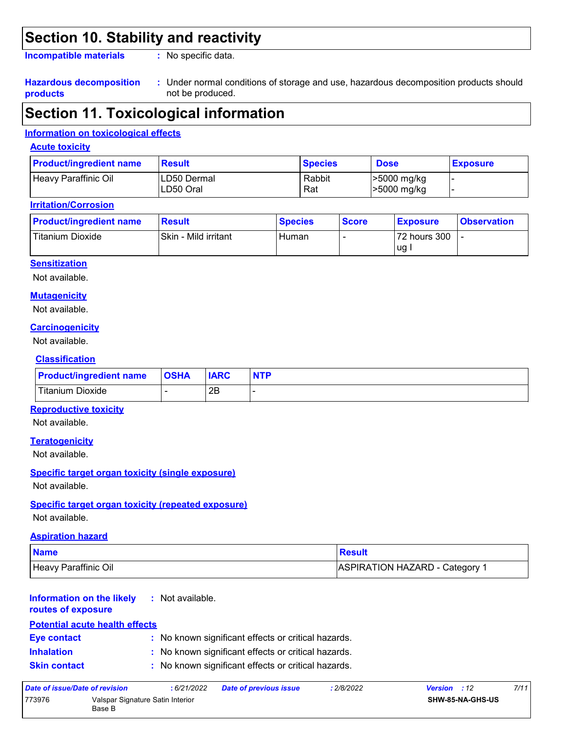## Section 10. Stability and reactivity

**Incompatible materials** : No specific data.

**Hazardous decomposition products** : Under normal conditions of storage and use, hazardous decomposition products should not be produced.

## Section 11. Toxicological information

### Information on toxicological effects

#### Acute toxicity

| Product/ingredient name | Result | Species | Dose | Exposure |
|---|---|---|---|---|
| Heavy Paraffinic Oil | LD50 Dermal<br>LD50 Oral | Rabbit<br>Rat | >5000 mg/kg<br>>5000 mg/kg | -<br>- |

#### Irritation/Corrosion

| Product/ingredient name | Result | Species | Score | Exposure | Observation |
|---|---|---|---|---|---|
| Titanium Dioxide | Skin - Mild irritant | Human | - | 72 hours 300 ug I | - |

#### Sensitization

Not available.

#### Mutagenicity

Not available.

#### Carcinogenicity

Not available.

#### Classification

| Product/ingredient name | OSHA | IARC | NTP |
|---|---|---|---|
| Titanium Dioxide | - | 2B | - |

#### Reproductive toxicity

Not available.

#### Teratogenicity

Not available.

#### Specific target organ toxicity (single exposure)

Not available.

#### Specific target organ toxicity (repeated exposure)

Not available.

#### Aspiration hazard

| Name | Result |
|---|---|
| Heavy Paraffinic Oil | ASPIRATION HAZARD - Category 1 |

**Information on the likely routes of exposure** : Not available.

#### Potential acute health effects

**Eye contact** : No known significant effects or critical hazards.

**Inhalation** : No known significant effects or critical hazards.

**Skin contact** : No known significant effects or critical hazards.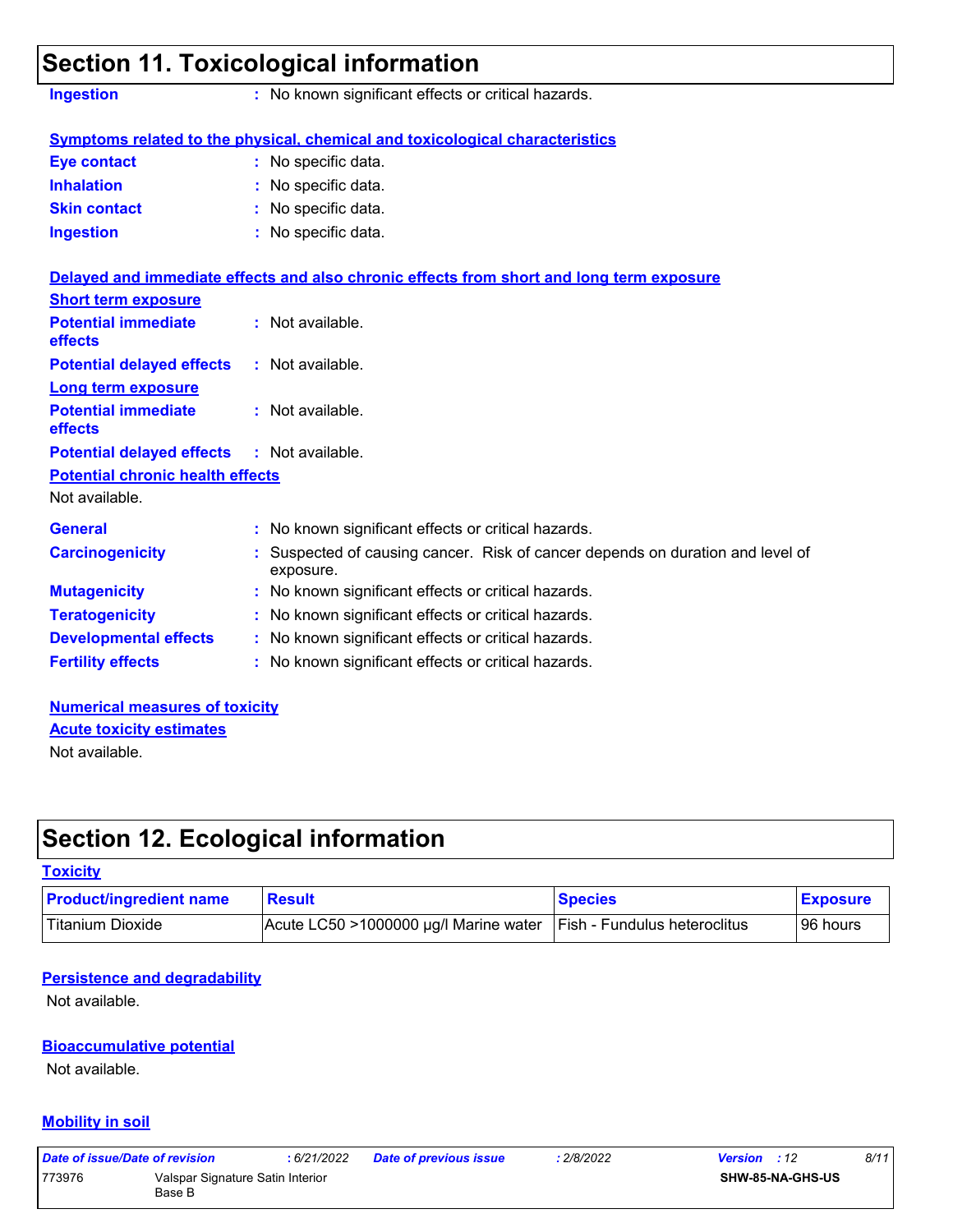## Section 11. Toxicological information

**Ingestion** : No known significant effects or critical hazards.

**Symptoms related to the physical, chemical and toxicological characteristics**

**Eye contact** : No specific data.

**Inhalation** : No specific data.

**Skin contact** : No specific data.

**Ingestion** : No specific data.

**Delayed and immediate effects and also chronic effects from short and long term exposure**

**Short term exposure**

**Potential immediate effects** : Not available.

**Potential delayed effects** : Not available.

**Long term exposure**

**Potential immediate effects** : Not available.

**Potential delayed effects** : Not available.

**Potential chronic health effects**

Not available.

**General** : No known significant effects or critical hazards.

**Carcinogenicity** : Suspected of causing cancer. Risk of cancer depends on duration and level of exposure.

**Mutagenicity** : No known significant effects or critical hazards.

**Teratogenicity** : No known significant effects or critical hazards.

**Developmental effects** : No known significant effects or critical hazards.

**Fertility effects** : No known significant effects or critical hazards.

**Numerical measures of toxicity**

**Acute toxicity estimates**

Not available.

## Section 12. Ecological information

**Toxicity**

| Product/ingredient name | Result | Species | Exposure |
|---|---|---|---|
| Titanium Dioxide | Acute LC50 >1000000 µg/l Marine water | Fish - Fundulus heteroclitus | 96 hours |

**Persistence and degradability**

Not available.

**Bioaccumulative potential**

Not available.

**Mobility in soil**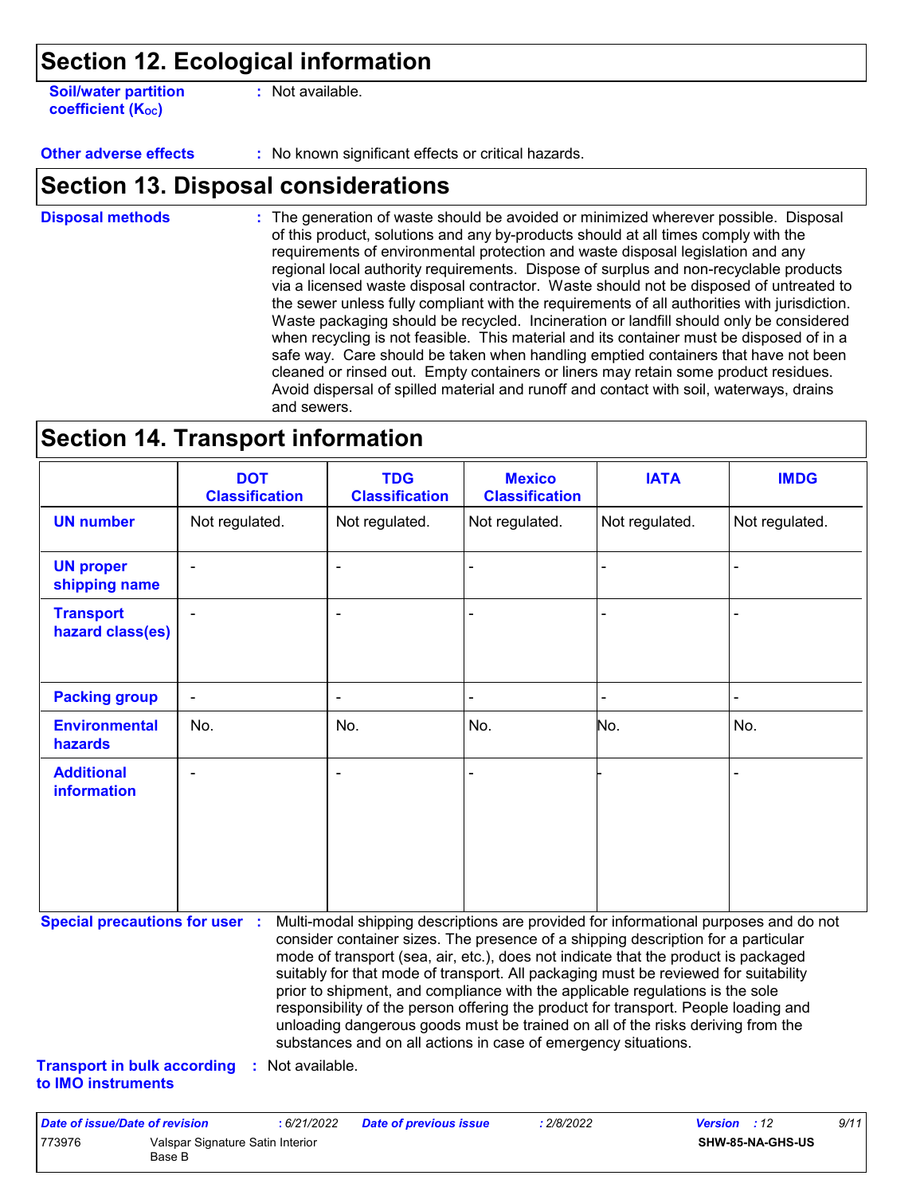## Section 12. Ecological information

**Soil/water partition coefficient ($K_{OC}$)** : Not available.

**Other adverse effects** : No known significant effects or critical hazards.

## Section 13. Disposal considerations

**Disposal methods** : The generation of waste should be avoided or minimized wherever possible. Disposal of this product, solutions and any by-products should at all times comply with the requirements of environmental protection and waste disposal legislation and any regional local authority requirements. Dispose of surplus and non-recyclable products via a licensed waste disposal contractor. Waste should not be disposed of untreated to the sewer unless fully compliant with the requirements of all authorities with jurisdiction. Waste packaging should be recycled. Incineration or landfill should only be considered when recycling is not feasible. This material and its container must be disposed of in a safe way. Care should be taken when handling emptied containers that have not been cleaned or rinsed out. Empty containers or liners may retain some product residues. Avoid dispersal of spilled material and runoff and contact with soil, waterways, drains and sewers.

## Section 14. Transport information

| | DOT Classification | TDG Classification | Mexico Classification | IATA | IMDG |
|---|---|---|---|---|---|
| **UN number** | Not regulated. | Not regulated. | Not regulated. | Not regulated. | Not regulated. |
| **UN proper shipping name** | - | - | - | - | - |
| **Transport hazard class(es)** | - | - | - | - | - |
| **Packing group** | - | - | - | - | - |
| **Environmental hazards** | No. | No. | No. | No. | No. |
| **Additional information** | - | - | - | - | - |

**Special precautions for user** : Multi-modal shipping descriptions are provided for informational purposes and do not consider container sizes. The presence of a shipping description for a particular mode of transport (sea, air, etc.), does not indicate that the product is packaged suitably for that mode of transport. All packaging must be reviewed for suitability prior to shipment, and compliance with the applicable regulations is the sole responsibility of the person offering the product for transport. People loading and unloading dangerous goods must be trained on all of the risks deriving from the substances and on all actions in case of emergency situations.

**Transport in bulk according to IMO instruments** : Not available.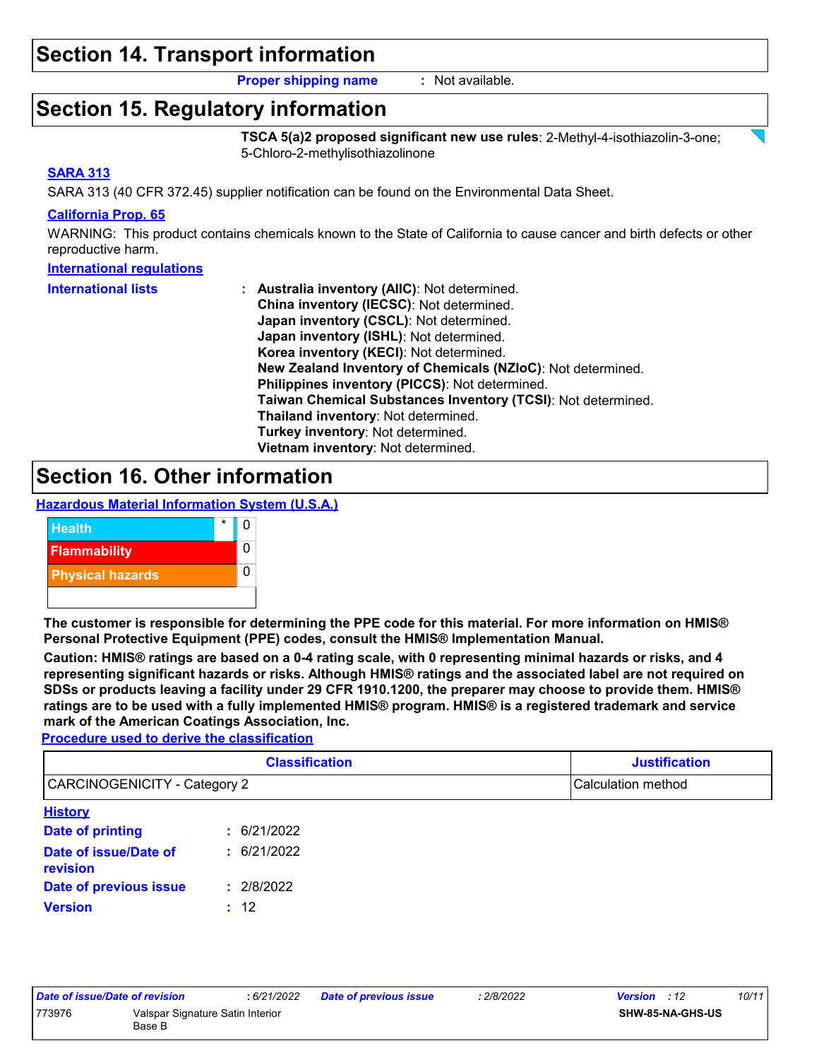## Section 14. Transport information

**Proper shipping name** : Not available.

## Section 15. Regulatory information

**TSCA 5(a)2 proposed significant new use rules**: 2-Methyl-4-isothiazolin-3-one; 5-Chloro-2-methylisothiazolinone

**SARA 313**

SARA 313 (40 CFR 372.45) supplier notification can be found on the Environmental Data Sheet.

**California Prop. 65**

WARNING: This product contains chemicals known to the State of California to cause cancer and birth defects or other reproductive harm.

**International regulations**

**International lists** :
- **Australia inventory (AIIC)**: Not determined.
- **China inventory (IECSC)**: Not determined.
- **Japan inventory (CSCL)**: Not determined.
- **Japan inventory (ISHL)**: Not determined.
- **Korea inventory (KECI)**: Not determined.
- **New Zealand Inventory of Chemicals (NZIoC)**: Not determined.
- **Philippines inventory (PICCS)**: Not determined.
- **Taiwan Chemical Substances Inventory (TCSI)**: Not determined.
- **Thailand inventory**: Not determined.
- **Turkey inventory**: Not determined.
- **Vietnam inventory**: Not determined.

## Section 16. Other information

**Hazardous Material Information System (U.S.A.)**

| | | |
|---|---|---|
| Health | * | 0 |
| Flammability | | 0 |
| Physical hazards | | 0 |

**The customer is responsible for determining the PPE code for this material. For more information on HMIS® Personal Protective Equipment (PPE) codes, consult the HMIS® Implementation Manual.**

**Caution: HMIS® ratings are based on a 0-4 rating scale, with 0 representing minimal hazards or risks, and 4 representing significant hazards or risks. Although HMIS® ratings and the associated label are not required on SDSs or products leaving a facility under 29 CFR 1910.1200, the preparer may choose to provide them. HMIS® ratings are to be used with a fully implemented HMIS® program. HMIS® is a registered trademark and service mark of the American Coatings Association, Inc.**

**Procedure used to derive the classification**

| Classification | Justification |
|---|---|
| CARCINOGENICITY - Category 2 | Calculation method |

**History**

**Date of printing** : 6/21/2022

**Date of issue/Date of revision** : 6/21/2022

**Date of previous issue** : 2/8/2022

**Version** : 12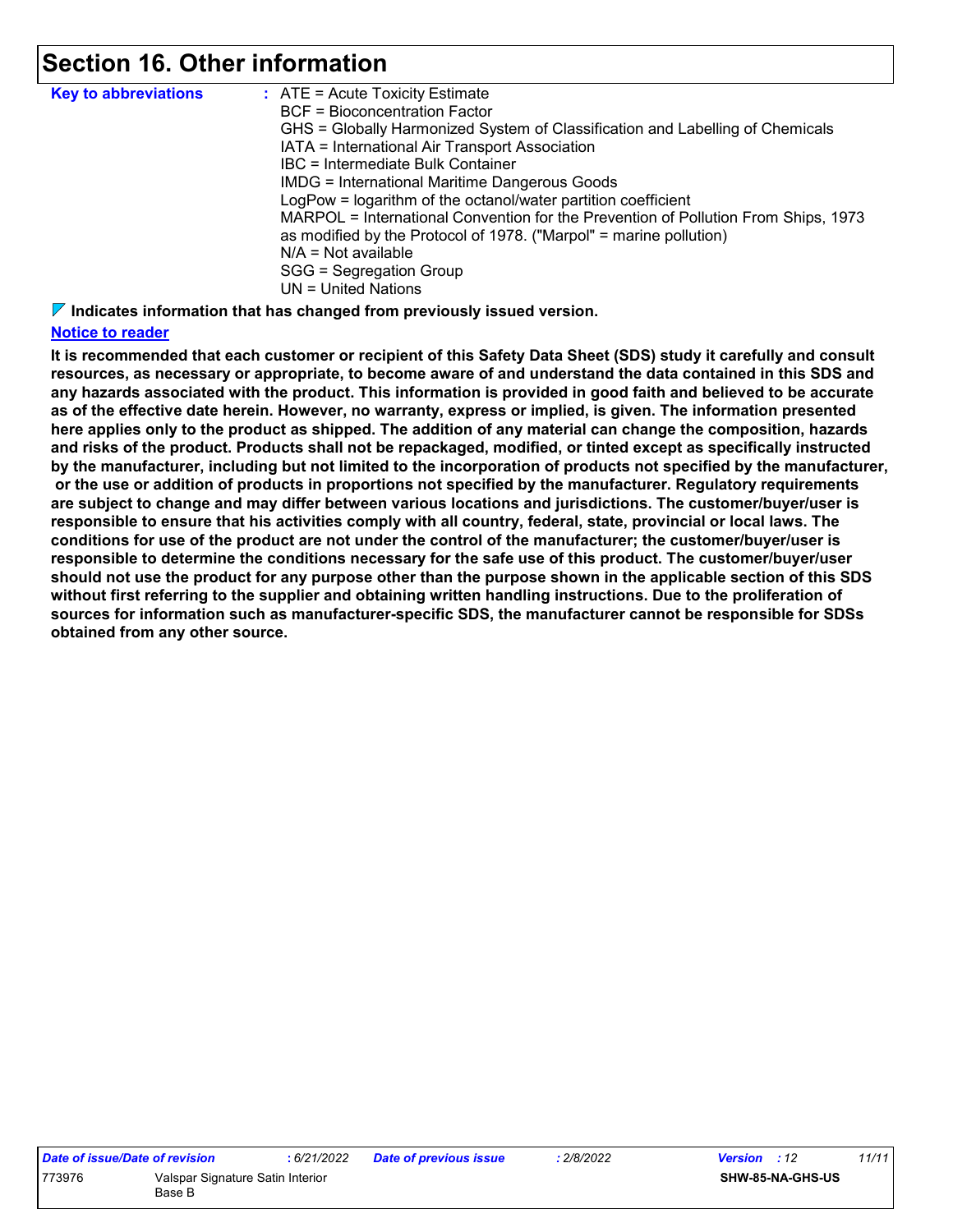## Section 16. Other information

**Key to abbreviations** : ATE = Acute Toxicity Estimate
BCF = Bioconcentration Factor
GHS = Globally Harmonized System of Classification and Labelling of Chemicals
IATA = International Air Transport Association
IBC = Intermediate Bulk Container
IMDG = International Maritime Dangerous Goods
LogPow = logarithm of the octanol/water partition coefficient
MARPOL = International Convention for the Prevention of Pollution From Ships, 1973 as modified by the Protocol of 1978. ("Marpol" = marine pollution)
N/A = Not available
SGG = Segregation Group
UN = United Nations

◤ **Indicates information that has changed from previously issued version.**

**Notice to reader**

**It is recommended that each customer or recipient of this Safety Data Sheet (SDS) study it carefully and consult resources, as necessary or appropriate, to become aware of and understand the data contained in this SDS and any hazards associated with the product. This information is provided in good faith and believed to be accurate as of the effective date herein. However, no warranty, express or implied, is given. The information presented here applies only to the product as shipped. The addition of any material can change the composition, hazards and risks of the product. Products shall not be repackaged, modified, or tinted except as specifically instructed by the manufacturer, including but not limited to the incorporation of products not specified by the manufacturer, or the use or addition of products in proportions not specified by the manufacturer. Regulatory requirements are subject to change and may differ between various locations and jurisdictions. The customer/buyer/user is responsible to ensure that his activities comply with all country, federal, state, provincial or local laws. The conditions for use of the product are not under the control of the manufacturer; the customer/buyer/user is responsible to determine the conditions necessary for the safe use of this product. The customer/buyer/user should not use the product for any purpose other than the purpose shown in the applicable section of this SDS without first referring to the supplier and obtaining written handling instructions. Due to the proliferation of sources for information such as manufacturer-specific SDS, the manufacturer cannot be responsible for SDSs obtained from any other source.**